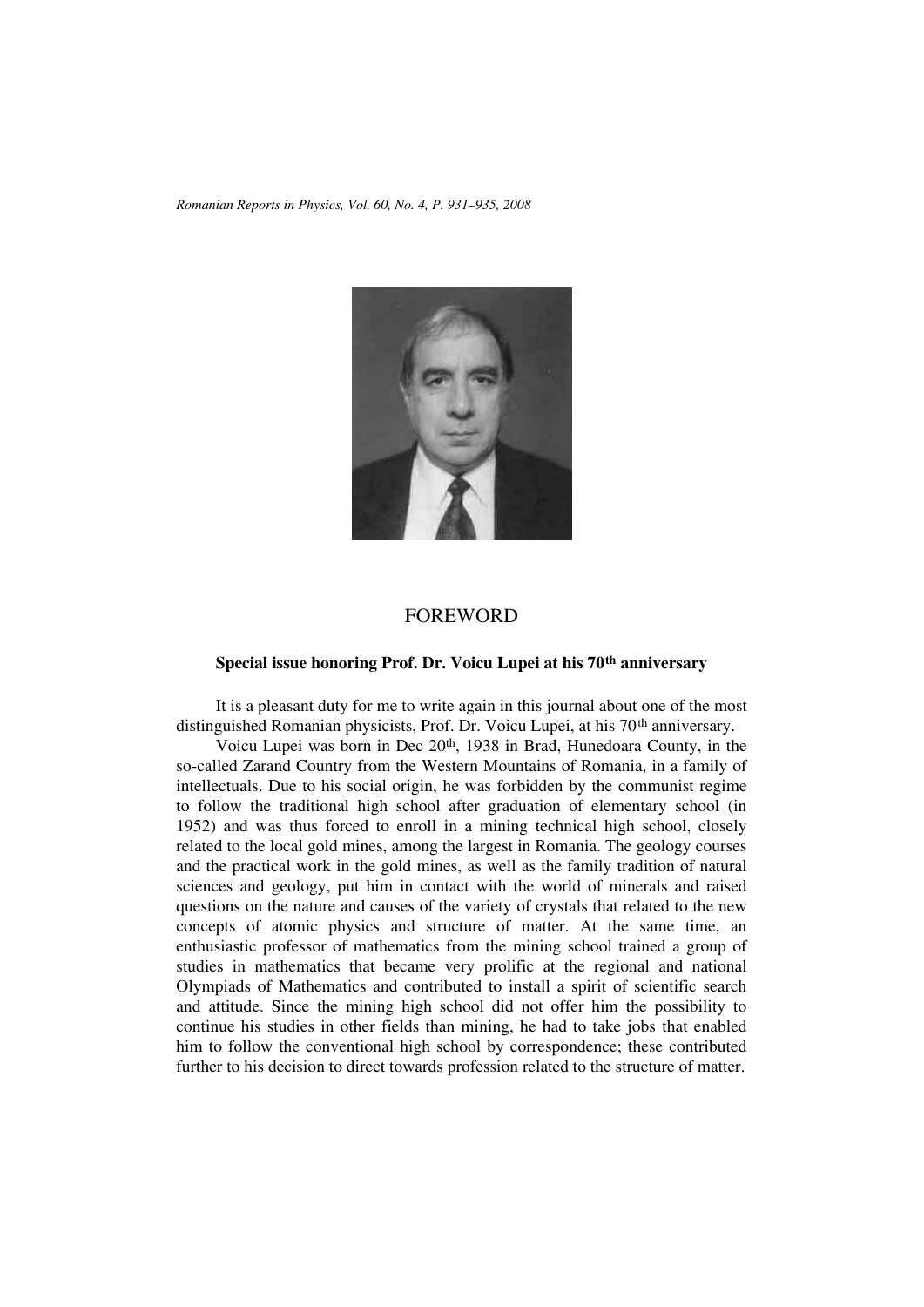# FOREWORD

## Special issue honoring Prof. Dr. Voicu Lupei at his 70th anniversary

It is a pleasant duty for me to write again in this journal about one of the most distinguished Romanian physicists, Prof. Dr. Voicu Lupei, at his 70th anniversary.

Voicu Lupei was born in Dec 20th, 1938 in Brad, Hunedoara County, in the so-called Zarand Country from the Western Mountains of Romania, in a family of intellectuals. Due to his social origin, he was forbidden by the communist regime to follow the traditional high school after graduation of elementary school (in 1952) and was thus forced to enroll in a mining technical high school, closely related to the local gold mines, among the largest in Romania. The geology courses and the practical work in the gold mines, as well as the family tradition of natural sciences and geology, put him in contact with the world of minerals and raised questions on the nature and causes of the variety of crystals that related to the new concepts of atomic physics and structure of matter. At the same time, an enthusiastic professor of mathematics from the mining school trained a group of studies in mathematics that became very prolific at the regional and national Olympiads of Mathematics and contributed to install a spirit of scientific search and attitude. Since the mining high school did not offer him the possibility to continue his studies in other fields than mining, he had to take jobs that enabled him to follow the conventional high school by correspondence; these contributed further to his decision to direct towards profession related to the structure of matter.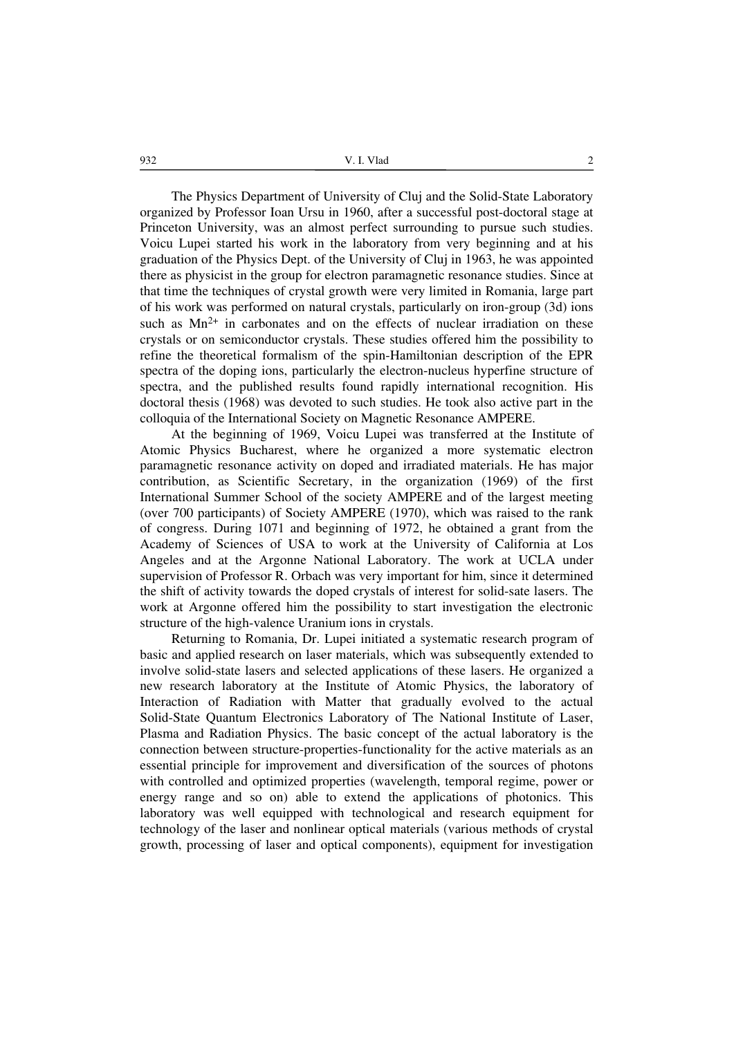The Physics Department of University of Cluj and the Solid-State Laboratory organized by Professor Ioan Ursu in 1960, after a successful post-doctoral stage at Princeton University, was an almost perfect surrounding to pursue such studies. Voicu Lupei started his work in the laboratory from very beginning and at his graduation of the Physics Dept. of the University of Cluj in 1963, he was appointed there as physicist in the group for electron paramagnetic resonance studies. Since at that time the techniques of crystal growth were very limited in Romania, large part of his work was performed on natural crystals, particularly on iron-group (3d) ions such as $Mn^{2+}$ in carbonates and on the effects of nuclear irradiation on these crystals or on semiconductor crystals. These studies offered him the possibility to refine the theoretical formalism of the spin-Hamiltonian description of the EPR spectra of the doping ions, particularly the electron-nucleus hyperfine structure of spectra, and the published results found rapidly international recognition. His doctoral thesis (1968) was devoted to such studies. He took also active part in the colloquia of the International Society on Magnetic Resonance AMPERE.

At the beginning of 1969, Voicu Lupei was transferred at the Institute of Atomic Physics Bucharest, where he organized a more systematic electron paramagnetic resonance activity on doped and irradiated materials. He has major contribution, as Scientific Secretary, in the organization (1969) of the first International Summer School of the society AMPERE and of the largest meeting (over 700 participants) of Society AMPERE (1970), which was raised to the rank of congress. During 1071 and beginning of 1972, he obtained a grant from the Academy of Sciences of USA to work at the University of California at Los Angeles and at the Argonne National Laboratory. The work at UCLA under supervision of Professor R. Orbach was very important for him, since it determined the shift of activity towards the doped crystals of interest for solid-sate lasers. The work at Argonne offered him the possibility to start investigation the electronic structure of the high-valence Uranium ions in crystals.

Returning to Romania, Dr. Lupei initiated a systematic research program of basic and applied research on laser materials, which was subsequently extended to involve solid-state lasers and selected applications of these lasers. He organized a new research laboratory at the Institute of Atomic Physics, the laboratory of Interaction of Radiation with Matter that gradually evolved to the actual Solid-State Quantum Electronics Laboratory of The National Institute of Laser, Plasma and Radiation Physics. The basic concept of the actual laboratory is the connection between structure-properties-functionality for the active materials as an essential principle for improvement and diversification of the sources of photons with controlled and optimized properties (wavelength, temporal regime, power or energy range and so on) able to extend the applications of photonics. This laboratory was well equipped with technological and research equipment for technology of the laser and nonlinear optical materials (various methods of crystal growth, processing of laser and optical components), equipment for investigation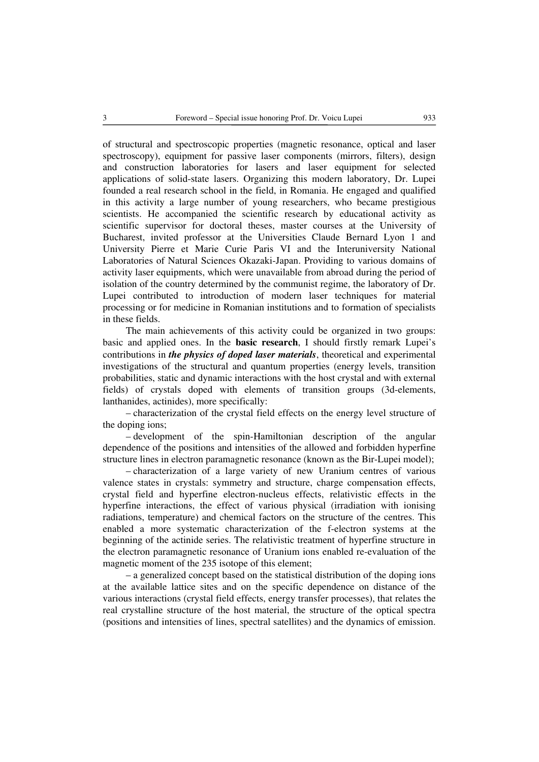of structural and spectroscopic properties (magnetic resonance, optical and laser spectroscopy), equipment for passive laser components (mirrors, filters), design and construction laboratories for lasers and laser equipment for selected applications of solid-state lasers. Organizing this modern laboratory, Dr. Lupei founded a real research school in the field, in Romania. He engaged and qualified in this activity a large number of young researchers, who became prestigious scientists. He accompanied the scientific research by educational activity as scientific supervisor for doctoral theses, master courses at the University of Bucharest, invited professor at the Universities Claude Bernard Lyon 1 and University Pierre et Marie Curie Paris VI and the Interuniversity National Laboratories of Natural Sciences Okazaki-Japan. Providing to various domains of activity laser equipments, which were unavailable from abroad during the period of isolation of the country determined by the communist regime, the laboratory of Dr. Lupei contributed to introduction of modern laser techniques for material processing or for medicine in Romanian institutions and to formation of specialists in these fields.

The main achievements of this activity could be organized in two groups: basic and applied ones. In the **basic research**, I should firstly remark Lupei's contributions in ***the physics of doped laser materials***, theoretical and experimental investigations of the structural and quantum properties (energy levels, transition probabilities, static and dynamic interactions with the host crystal and with external fields) of crystals doped with elements of transition groups (3d-elements, lanthanides, actinides), more specifically:

– characterization of the crystal field effects on the energy level structure of the doping ions;

– development of the spin-Hamiltonian description of the angular dependence of the positions and intensities of the allowed and forbidden hyperfine structure lines in electron paramagnetic resonance (known as the Bir-Lupei model);

– characterization of a large variety of new Uranium centres of various valence states in crystals: symmetry and structure, charge compensation effects, crystal field and hyperfine electron-nucleus effects, relativistic effects in the hyperfine interactions, the effect of various physical (irradiation with ionising radiations, temperature) and chemical factors on the structure of the centres. This enabled a more systematic characterization of the f-electron systems at the beginning of the actinide series. The relativistic treatment of hyperfine structure in the electron paramagnetic resonance of Uranium ions enabled re-evaluation of the magnetic moment of the 235 isotope of this element;

– a generalized concept based on the statistical distribution of the doping ions at the available lattice sites and on the specific dependence on distance of the various interactions (crystal field effects, energy transfer processes), that relates the real crystalline structure of the host material, the structure of the optical spectra (positions and intensities of lines, spectral satellites) and the dynamics of emission.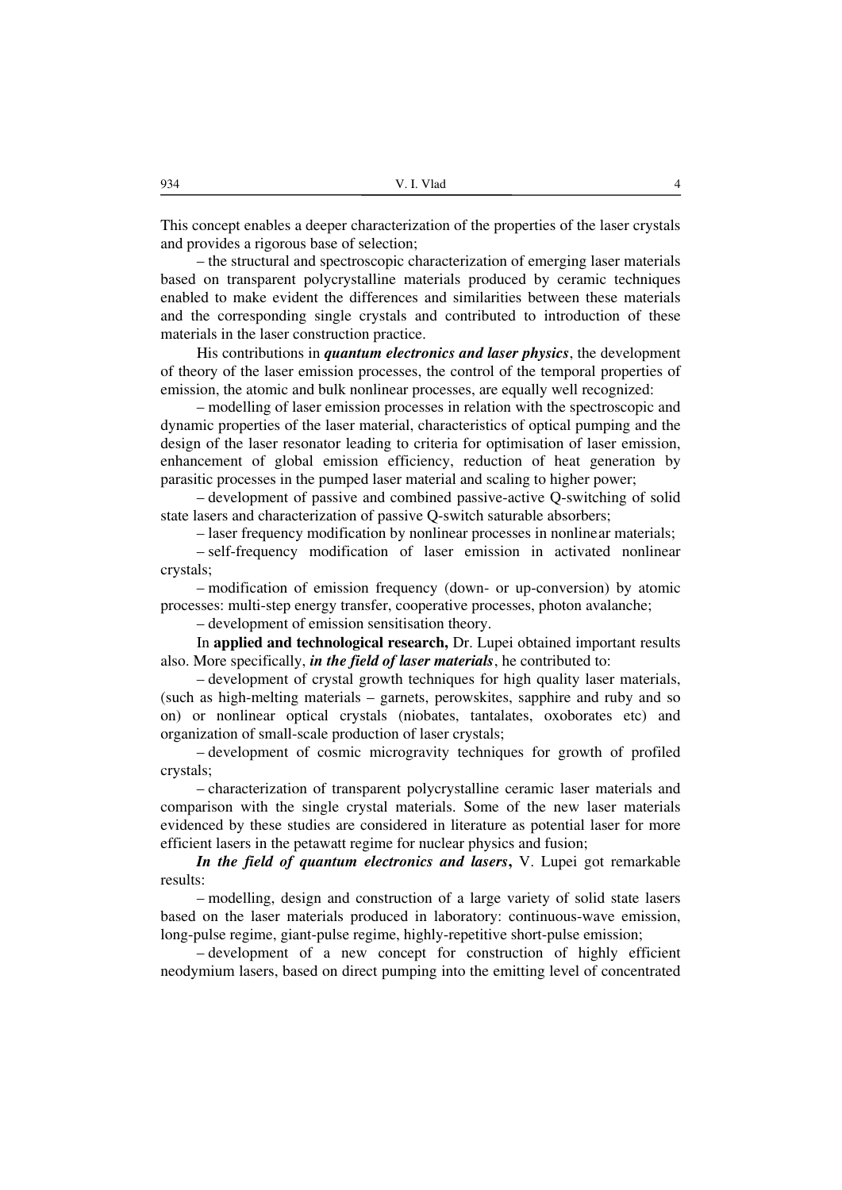This concept enables a deeper characterization of the properties of the laser crystals and provides a rigorous base of selection;

– the structural and spectroscopic characterization of emerging laser materials based on transparent polycrystalline materials produced by ceramic techniques enabled to make evident the differences and similarities between these materials and the corresponding single crystals and contributed to introduction of these materials in the laser construction practice.

His contributions in ***quantum electronics and laser physics***, the development of theory of the laser emission processes, the control of the temporal properties of emission, the atomic and bulk nonlinear processes, are equally well recognized:

– modelling of laser emission processes in relation with the spectroscopic and dynamic properties of the laser material, characteristics of optical pumping and the design of the laser resonator leading to criteria for optimisation of laser emission, enhancement of global emission efficiency, reduction of heat generation by parasitic processes in the pumped laser material and scaling to higher power;

– development of passive and combined passive-active Q-switching of solid state lasers and characterization of passive Q-switch saturable absorbers;

– laser frequency modification by nonlinear processes in nonlinear materials;

– self-frequency modification of laser emission in activated nonlinear crystals;

– modification of emission frequency (down- or up-conversion) by atomic processes: multi-step energy transfer, cooperative processes, photon avalanche;

– development of emission sensitisation theory.

In **applied and technological research,** Dr. Lupei obtained important results also. More specifically, ***in the field of laser materials***, he contributed to:

– development of crystal growth techniques for high quality laser materials, (such as high-melting materials – garnets, perowskites, sapphire and ruby and so on) or nonlinear optical crystals (niobates, tantalates, oxoborates etc) and organization of small-scale production of laser crystals;

– development of cosmic microgravity techniques for growth of profiled crystals;

– characterization of transparent polycrystalline ceramic laser materials and comparison with the single crystal materials. Some of the new laser materials evidenced by these studies are considered in literature as potential laser for more efficient lasers in the petawatt regime for nuclear physics and fusion;

***In the field of quantum electronics and lasers*****,** V. Lupei got remarkable results:

– modelling, design and construction of a large variety of solid state lasers based on the laser materials produced in laboratory: continuous-wave emission, long-pulse regime, giant-pulse regime, highly-repetitive short-pulse emission;

– development of a new concept for construction of highly efficient neodymium lasers, based on direct pumping into the emitting level of concentrated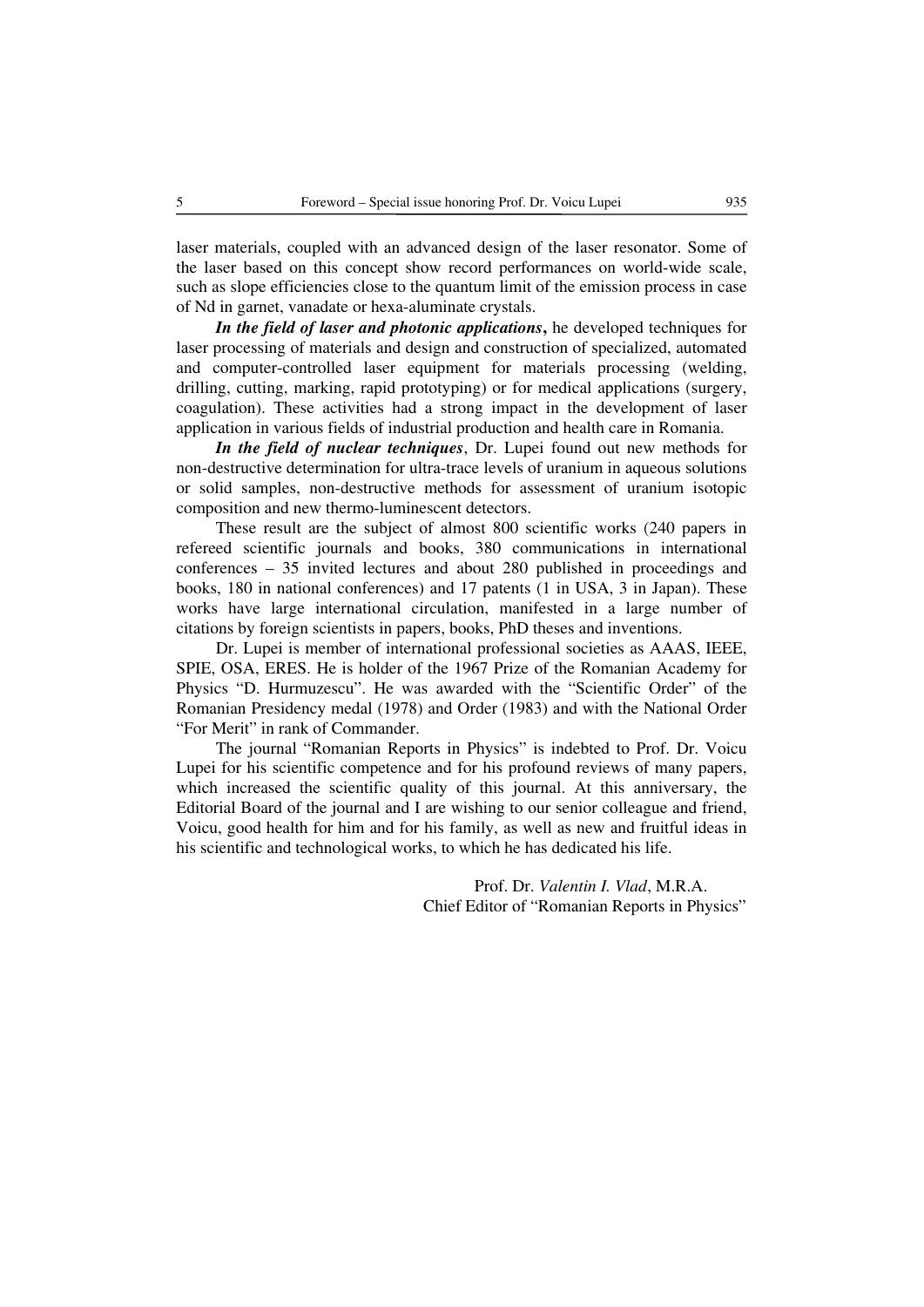laser materials, coupled with an advanced design of the laser resonator. Some of the laser based on this concept show record performances on world-wide scale, such as slope efficiencies close to the quantum limit of the emission process in case of Nd in garnet, vanadate or hexa-aluminate crystals.

***In the field of laser and photonic applications*****,** he developed techniques for laser processing of materials and design and construction of specialized, automated and computer-controlled laser equipment for materials processing (welding, drilling, cutting, marking, rapid prototyping) or for medical applications (surgery, coagulation). These activities had a strong impact in the development of laser application in various fields of industrial production and health care in Romania.

***In the field of nuclear techniques***, Dr. Lupei found out new methods for non-destructive determination for ultra-trace levels of uranium in aqueous solutions or solid samples, non-destructive methods for assessment of uranium isotopic composition and new thermo-luminescent detectors.

These result are the subject of almost 800 scientific works (240 papers in refereed scientific journals and books, 380 communications in international conferences – 35 invited lectures and about 280 published in proceedings and books, 180 in national conferences) and 17 patents (1 in USA, 3 in Japan). These works have large international circulation, manifested in a large number of citations by foreign scientists in papers, books, PhD theses and inventions.

Dr. Lupei is member of international professional societies as AAAS, IEEE, SPIE, OSA, ERES. He is holder of the 1967 Prize of the Romanian Academy for Physics "D. Hurmuzescu". He was awarded with the "Scientific Order" of the Romanian Presidency medal (1978) and Order (1983) and with the National Order "For Merit" in rank of Commander.

The journal "Romanian Reports in Physics" is indebted to Prof. Dr. Voicu Lupei for his scientific competence and for his profound reviews of many papers, which increased the scientific quality of this journal. At this anniversary, the Editorial Board of the journal and I are wishing to our senior colleague and friend, Voicu, good health for him and for his family, as well as new and fruitful ideas in his scientific and technological works, to which he has dedicated his life.

Prof. Dr. *Valentin I. Vlad*, M.R.A.
Chief Editor of "Romanian Reports in Physics"